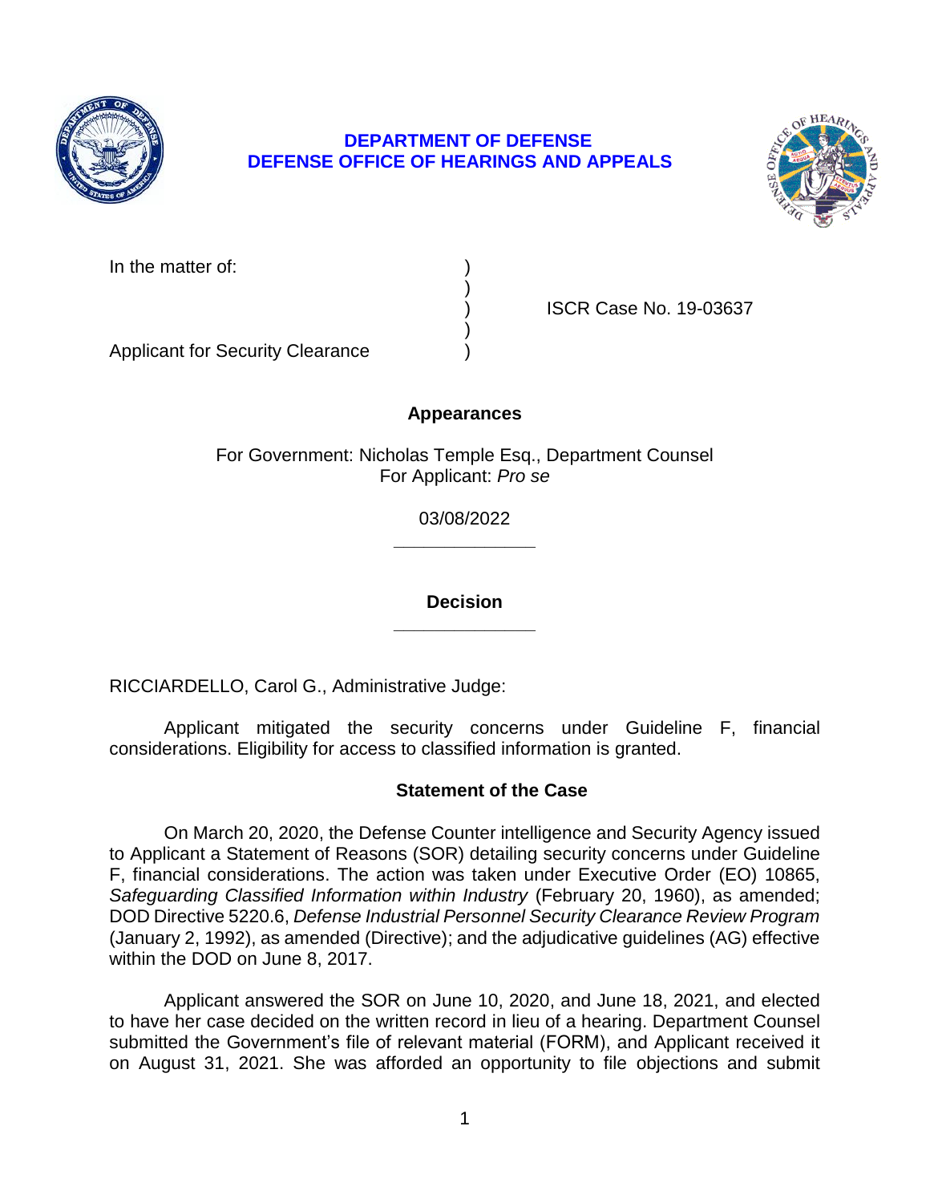**DEPARTMENT OF DEFENSE**
**DEFENSE OFFICE OF HEARINGS AND APPEALS**

| | | |
|---|---|---|
| In the matter of: | ) | |
| | ) | |
| | ) | ISCR Case No. 19-03637 |
| | ) | |
| Applicant for Security Clearance | ) | |

**Appearances**

For Government: Nicholas Temple Esq., Department Counsel
For Applicant: *Pro se*

03/08/2022

______________

**Decision**

______________

RICCIARDELLO, Carol G., Administrative Judge:

Applicant mitigated the security concerns under Guideline F, financial considerations. Eligibility for access to classified information is granted.

**Statement of the Case**

On March 20, 2020, the Defense Counter intelligence and Security Agency issued to Applicant a Statement of Reasons (SOR) detailing security concerns under Guideline F, financial considerations. The action was taken under Executive Order (EO) 10865, *Safeguarding Classified Information within Industry* (February 20, 1960), as amended; DOD Directive 5220.6, *Defense Industrial Personnel Security Clearance Review Program* (January 2, 1992), as amended (Directive); and the adjudicative guidelines (AG) effective within the DOD on June 8, 2017.

Applicant answered the SOR on June 10, 2020, and June 18, 2021, and elected to have her case decided on the written record in lieu of a hearing. Department Counsel submitted the Government's file of relevant material (FORM), and Applicant received it on August 31, 2021. She was afforded an opportunity to file objections and submit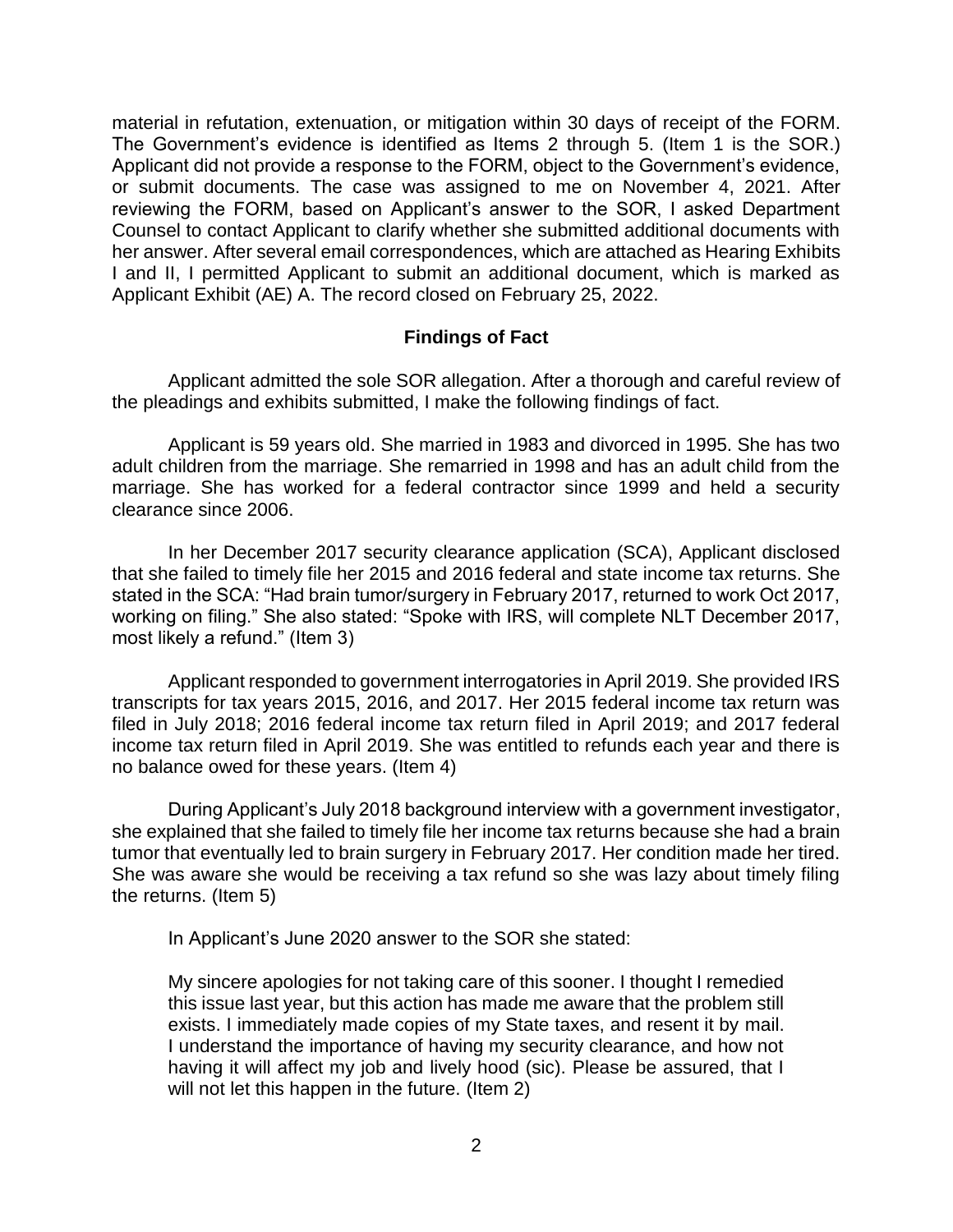material in refutation, extenuation, or mitigation within 30 days of receipt of the FORM. The Government's evidence is identified as Items 2 through 5. (Item 1 is the SOR.) Applicant did not provide a response to the FORM, object to the Government's evidence, or submit documents. The case was assigned to me on November 4, 2021. After reviewing the FORM, based on Applicant's answer to the SOR, I asked Department Counsel to contact Applicant to clarify whether she submitted additional documents with her answer. After several email correspondences, which are attached as Hearing Exhibits I and II, I permitted Applicant to submit an additional document, which is marked as Applicant Exhibit (AE) A. The record closed on February 25, 2022.

## Findings of Fact

Applicant admitted the sole SOR allegation. After a thorough and careful review of the pleadings and exhibits submitted, I make the following findings of fact.

Applicant is 59 years old. She married in 1983 and divorced in 1995. She has two adult children from the marriage. She remarried in 1998 and has an adult child from the marriage. She has worked for a federal contractor since 1999 and held a security clearance since 2006.

In her December 2017 security clearance application (SCA), Applicant disclosed that she failed to timely file her 2015 and 2016 federal and state income tax returns. She stated in the SCA: "Had brain tumor/surgery in February 2017, returned to work Oct 2017, working on filing." She also stated: "Spoke with IRS, will complete NLT December 2017, most likely a refund." (Item 3)

Applicant responded to government interrogatories in April 2019. She provided IRS transcripts for tax years 2015, 2016, and 2017. Her 2015 federal income tax return was filed in July 2018; 2016 federal income tax return filed in April 2019; and 2017 federal income tax return filed in April 2019. She was entitled to refunds each year and there is no balance owed for these years. (Item 4)

During Applicant's July 2018 background interview with a government investigator, she explained that she failed to timely file her income tax returns because she had a brain tumor that eventually led to brain surgery in February 2017. Her condition made her tired. She was aware she would be receiving a tax refund so she was lazy about timely filing the returns. (Item 5)

In Applicant's June 2020 answer to the SOR she stated:

> My sincere apologies for not taking care of this sooner. I thought I remedied this issue last year, but this action has made me aware that the problem still exists. I immediately made copies of my State taxes, and resent it by mail. I understand the importance of having my security clearance, and how not having it will affect my job and lively hood (sic). Please be assured, that I will not let this happen in the future. (Item 2)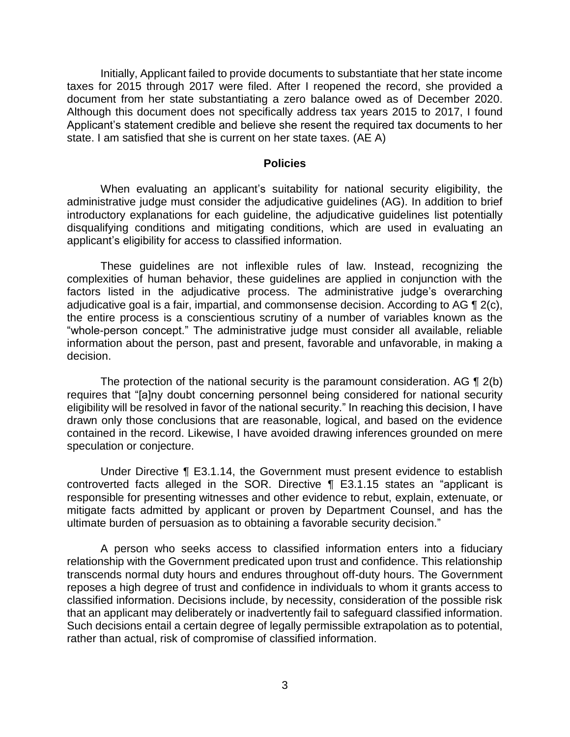Initially, Applicant failed to provide documents to substantiate that her state income taxes for 2015 through 2017 were filed. After I reopened the record, she provided a document from her state substantiating a zero balance owed as of December 2020. Although this document does not specifically address tax years 2015 to 2017, I found Applicant's statement credible and believe she resent the required tax documents to her state. I am satisfied that she is current on her state taxes. (AE A)

## Policies

When evaluating an applicant's suitability for national security eligibility, the administrative judge must consider the adjudicative guidelines (AG). In addition to brief introductory explanations for each guideline, the adjudicative guidelines list potentially disqualifying conditions and mitigating conditions, which are used in evaluating an applicant's eligibility for access to classified information.

These guidelines are not inflexible rules of law. Instead, recognizing the complexities of human behavior, these guidelines are applied in conjunction with the factors listed in the adjudicative process. The administrative judge's overarching adjudicative goal is a fair, impartial, and commonsense decision. According to AG ¶ 2(c), the entire process is a conscientious scrutiny of a number of variables known as the "whole-person concept." The administrative judge must consider all available, reliable information about the person, past and present, favorable and unfavorable, in making a decision.

The protection of the national security is the paramount consideration. AG ¶ 2(b) requires that "[a]ny doubt concerning personnel being considered for national security eligibility will be resolved in favor of the national security." In reaching this decision, I have drawn only those conclusions that are reasonable, logical, and based on the evidence contained in the record. Likewise, I have avoided drawing inferences grounded on mere speculation or conjecture.

Under Directive ¶ E3.1.14, the Government must present evidence to establish controverted facts alleged in the SOR. Directive ¶ E3.1.15 states an "applicant is responsible for presenting witnesses and other evidence to rebut, explain, extenuate, or mitigate facts admitted by applicant or proven by Department Counsel, and has the ultimate burden of persuasion as to obtaining a favorable security decision."

A person who seeks access to classified information enters into a fiduciary relationship with the Government predicated upon trust and confidence. This relationship transcends normal duty hours and endures throughout off-duty hours. The Government reposes a high degree of trust and confidence in individuals to whom it grants access to classified information. Decisions include, by necessity, consideration of the possible risk that an applicant may deliberately or inadvertently fail to safeguard classified information. Such decisions entail a certain degree of legally permissible extrapolation as to potential, rather than actual, risk of compromise of classified information.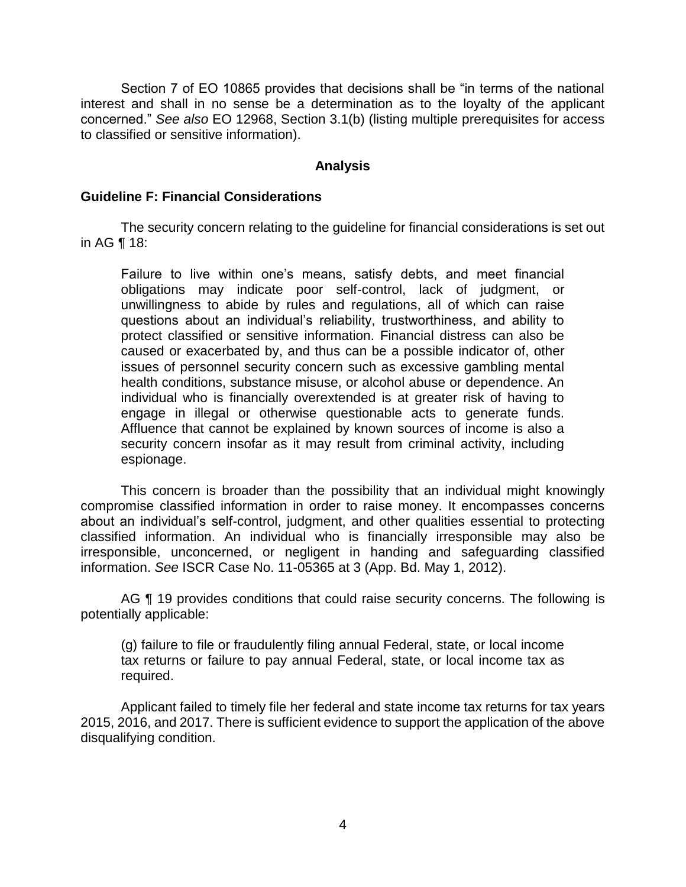Section 7 of EO 10865 provides that decisions shall be "in terms of the national interest and shall in no sense be a determination as to the loyalty of the applicant concerned." *See also* EO 12968, Section 3.1(b) (listing multiple prerequisites for access to classified or sensitive information).

## Analysis

### Guideline F: Financial Considerations

The security concern relating to the guideline for financial considerations is set out in AG ¶ 18:

> Failure to live within one's means, satisfy debts, and meet financial obligations may indicate poor self-control, lack of judgment, or unwillingness to abide by rules and regulations, all of which can raise questions about an individual's reliability, trustworthiness, and ability to protect classified or sensitive information. Financial distress can also be caused or exacerbated by, and thus can be a possible indicator of, other issues of personnel security concern such as excessive gambling mental health conditions, substance misuse, or alcohol abuse or dependence. An individual who is financially overextended is at greater risk of having to engage in illegal or otherwise questionable acts to generate funds. Affluence that cannot be explained by known sources of income is also a security concern insofar as it may result from criminal activity, including espionage.

This concern is broader than the possibility that an individual might knowingly compromise classified information in order to raise money. It encompasses concerns about an individual's self-control, judgment, and other qualities essential to protecting classified information. An individual who is financially irresponsible may also be irresponsible, unconcerned, or negligent in handing and safeguarding classified information. *See* ISCR Case No. 11-05365 at 3 (App. Bd. May 1, 2012).

AG ¶ 19 provides conditions that could raise security concerns. The following is potentially applicable:

> (g) failure to file or fraudulently filing annual Federal, state, or local income tax returns or failure to pay annual Federal, state, or local income tax as required.

Applicant failed to timely file her federal and state income tax returns for tax years 2015, 2016, and 2017. There is sufficient evidence to support the application of the above disqualifying condition.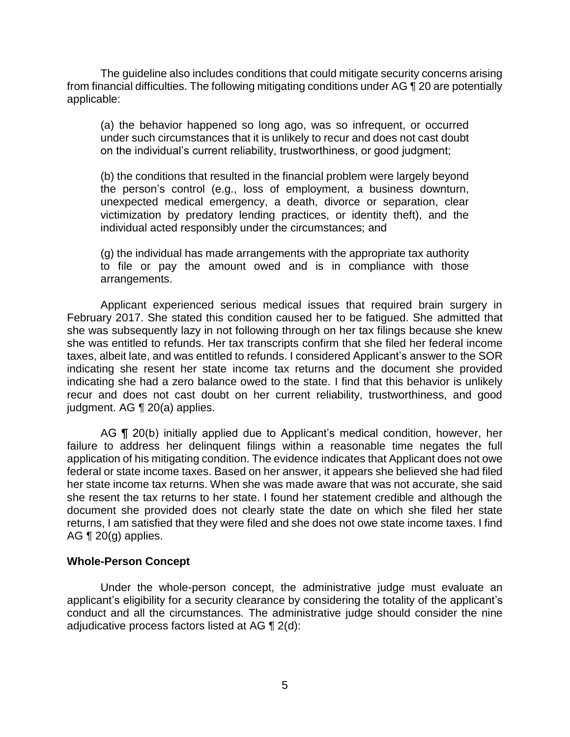The guideline also includes conditions that could mitigate security concerns arising from financial difficulties. The following mitigating conditions under AG ¶ 20 are potentially applicable:

> (a) the behavior happened so long ago, was so infrequent, or occurred under such circumstances that it is unlikely to recur and does not cast doubt on the individual's current reliability, trustworthiness, or good judgment;
>
> (b) the conditions that resulted in the financial problem were largely beyond the person's control (e.g., loss of employment, a business downturn, unexpected medical emergency, a death, divorce or separation, clear victimization by predatory lending practices, or identity theft), and the individual acted responsibly under the circumstances; and
>
> (g) the individual has made arrangements with the appropriate tax authority to file or pay the amount owed and is in compliance with those arrangements.

Applicant experienced serious medical issues that required brain surgery in February 2017. She stated this condition caused her to be fatigued. She admitted that she was subsequently lazy in not following through on her tax filings because she knew she was entitled to refunds. Her tax transcripts confirm that she filed her federal income taxes, albeit late, and was entitled to refunds. I considered Applicant's answer to the SOR indicating she resent her state income tax returns and the document she provided indicating she had a zero balance owed to the state. I find that this behavior is unlikely recur and does not cast doubt on her current reliability, trustworthiness, and good judgment. AG ¶ 20(a) applies.

AG ¶ 20(b) initially applied due to Applicant's medical condition, however, her failure to address her delinquent filings within a reasonable time negates the full application of his mitigating condition. The evidence indicates that Applicant does not owe federal or state income taxes. Based on her answer, it appears she believed she had filed her state income tax returns. When she was made aware that was not accurate, she said she resent the tax returns to her state. I found her statement credible and although the document she provided does not clearly state the date on which she filed her state returns, I am satisfied that they were filed and she does not owe state income taxes. I find AG ¶ 20(g) applies.

## Whole-Person Concept

Under the whole-person concept, the administrative judge must evaluate an applicant's eligibility for a security clearance by considering the totality of the applicant's conduct and all the circumstances. The administrative judge should consider the nine adjudicative process factors listed at AG ¶ 2(d):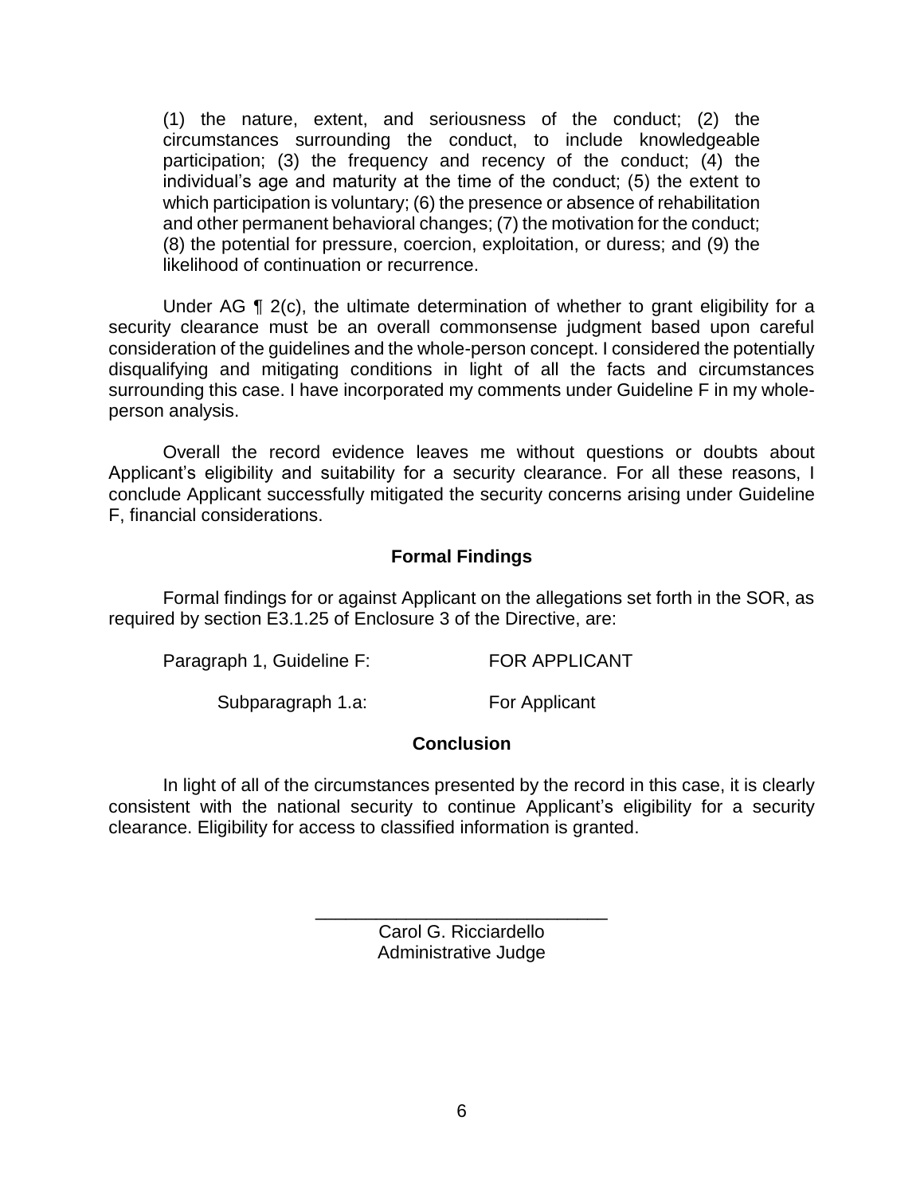(1) the nature, extent, and seriousness of the conduct; (2) the circumstances surrounding the conduct, to include knowledgeable participation; (3) the frequency and recency of the conduct; (4) the individual's age and maturity at the time of the conduct; (5) the extent to which participation is voluntary; (6) the presence or absence of rehabilitation and other permanent behavioral changes; (7) the motivation for the conduct; (8) the potential for pressure, coercion, exploitation, or duress; and (9) the likelihood of continuation or recurrence.

Under AG ¶ 2(c), the ultimate determination of whether to grant eligibility for a security clearance must be an overall commonsense judgment based upon careful consideration of the guidelines and the whole-person concept. I considered the potentially disqualifying and mitigating conditions in light of all the facts and circumstances surrounding this case. I have incorporated my comments under Guideline F in my whole-person analysis.

Overall the record evidence leaves me without questions or doubts about Applicant's eligibility and suitability for a security clearance. For all these reasons, I conclude Applicant successfully mitigated the security concerns arising under Guideline F, financial considerations.

## Formal Findings

Formal findings for or against Applicant on the allegations set forth in the SOR, as required by section E3.1.25 of Enclosure 3 of the Directive, are:

| | |
|---|---|
| Paragraph 1, Guideline F: | FOR APPLICANT |
| Subparagraph 1.a: | For Applicant |

## Conclusion

In light of all of the circumstances presented by the record in this case, it is clearly consistent with the national security to continue Applicant's eligibility for a security clearance. Eligibility for access to classified information is granted.

\_\_\_\_\_\_\_\_\_\_\_\_\_\_\_\_\_\_\_\_\_\_\_\_\_\_\_\_\_\_

Carol G. Ricciardello
Administrative Judge